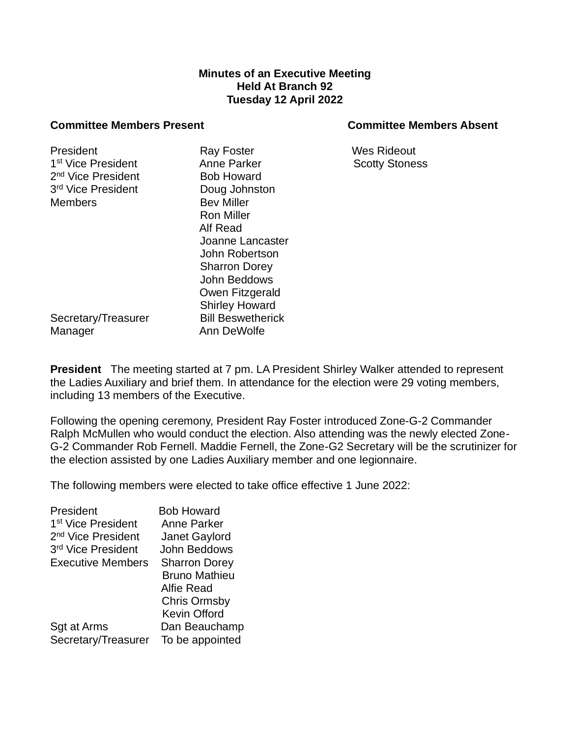**Minutes of an Executive Meeting**
**Held At Branch 92**
**Tuesday 12 April 2022**

| **Committee Members Present** | | **Committee Members Absent** |
|---|---|---|
| President | Ray Foster | Wes Rideout |
| 1st Vice President | Anne Parker | Scotty Stoness |
| 2nd Vice President | Bob Howard | |
| 3rd Vice President | Doug Johnston | |
| Members | Bev Miller | |
| | Ron Miller | |
| | Alf Read | |
| | Joanne Lancaster | |
| | John Robertson | |
| | Sharron Dorey | |
| | John Beddows | |
| | Owen Fitzgerald | |
| | Shirley Howard | |
| Secretary/Treasurer | Bill Beswetherick | |
| Manager | Ann DeWolfe | |

**President** The meeting started at 7 pm. LA President Shirley Walker attended to represent the Ladies Auxiliary and brief them. In attendance for the election were 29 voting members, including 13 members of the Executive.

Following the opening ceremony, President Ray Foster introduced Zone-G-2 Commander Ralph McMullen who would conduct the election. Also attending was the newly elected Zone-G-2 Commander Rob Fernell. Maddie Fernell, the Zone-G2 Secretary will be the scrutinizer for the election assisted by one Ladies Auxiliary member and one legionnaire.

The following members were elected to take office effective 1 June 2022:

| | |
|---|---|
| President | Bob Howard |
| 1st Vice President | Anne Parker |
| 2nd Vice President | Janet Gaylord |
| 3rd Vice President | John Beddows |
| Executive Members | Sharron Dorey |
| | Bruno Mathieu |
| | Alfie Read |
| | Chris Ormsby |
| | Kevin Offord |
| Sgt at Arms | Dan Beauchamp |
| Secretary/Treasurer | To be appointed |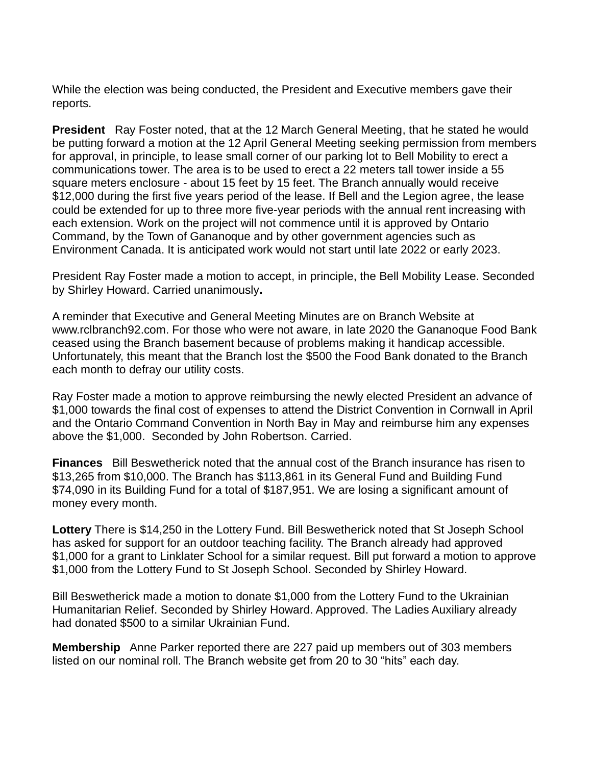While the election was being conducted, the President and Executive members gave their reports.

**President** Ray Foster noted, that at the 12 March General Meeting, that he stated he would be putting forward a motion at the 12 April General Meeting seeking permission from members for approval, in principle, to lease small corner of our parking lot to Bell Mobility to erect a communications tower. The area is to be used to erect a 22 meters tall tower inside a 55 square meters enclosure - about 15 feet by 15 feet. The Branch annually would receive $12,000 during the first five years period of the lease. If Bell and the Legion agree, the lease could be extended for up to three more five-year periods with the annual rent increasing with each extension. Work on the project will not commence until it is approved by Ontario Command, by the Town of Gananoque and by other government agencies such as Environment Canada. It is anticipated work would not start until late 2022 or early 2023.

President Ray Foster made a motion to accept, in principle, the Bell Mobility Lease. Seconded by Shirley Howard. Carried unanimously**.**

A reminder that Executive and General Meeting Minutes are on Branch Website at www.rclbranch92.com. For those who were not aware, in late 2020 the Gananoque Food Bank ceased using the Branch basement because of problems making it handicap accessible. Unfortunately, this meant that the Branch lost the $500 the Food Bank donated to the Branch each month to defray our utility costs.

Ray Foster made a motion to approve reimbursing the newly elected President an advance of $1,000 towards the final cost of expenses to attend the District Convention in Cornwall in April and the Ontario Command Convention in North Bay in May and reimburse him any expenses above the $1,000. Seconded by John Robertson. Carried.

**Finances** Bill Beswetherick noted that the annual cost of the Branch insurance has risen to $13,265 from $10,000. The Branch has $113,861 in its General Fund and Building Fund $74,090 in its Building Fund for a total of $187,951. We are losing a significant amount of money every month.

**Lottery** There is $14,250 in the Lottery Fund. Bill Beswetherick noted that St Joseph School has asked for support for an outdoor teaching facility. The Branch already had approved $1,000 for a grant to Linklater School for a similar request. Bill put forward a motion to approve $1,000 from the Lottery Fund to St Joseph School. Seconded by Shirley Howard.

Bill Beswetherick made a motion to donate $1,000 from the Lottery Fund to the Ukrainian Humanitarian Relief. Seconded by Shirley Howard. Approved. The Ladies Auxiliary already had donated $500 to a similar Ukrainian Fund.

**Membership** Anne Parker reported there are 227 paid up members out of 303 members listed on our nominal roll. The Branch website get from 20 to 30 “hits” each day.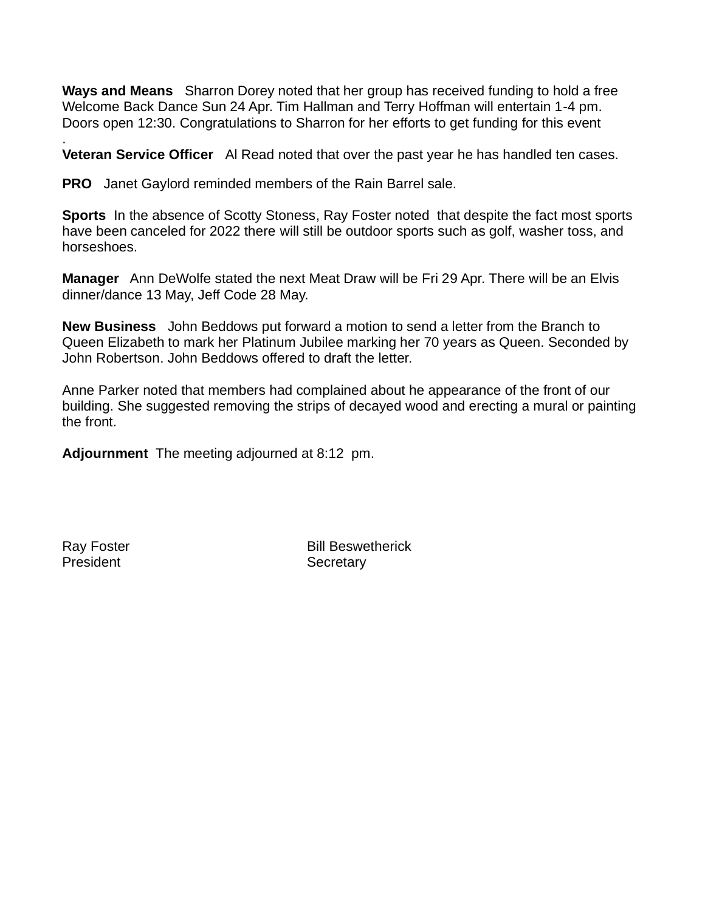**Ways and Means** Sharron Dorey noted that her group has received funding to hold a free Welcome Back Dance Sun 24 Apr. Tim Hallman and Terry Hoffman will entertain 1-4 pm. Doors open 12:30. Congratulations to Sharron for her efforts to get funding for this event
.

**Veteran Service Officer** Al Read noted that over the past year he has handled ten cases.

**PRO** Janet Gaylord reminded members of the Rain Barrel sale.

**Sports** In the absence of Scotty Stoness, Ray Foster noted that despite the fact most sports have been canceled for 2022 there will still be outdoor sports such as golf, washer toss, and horseshoes.

**Manager** Ann DeWolfe stated the next Meat Draw will be Fri 29 Apr. There will be an Elvis dinner/dance 13 May, Jeff Code 28 May.

**New Business** John Beddows put forward a motion to send a letter from the Branch to Queen Elizabeth to mark her Platinum Jubilee marking her 70 years as Queen. Seconded by John Robertson. John Beddows offered to draft the letter.

Anne Parker noted that members had complained about he appearance of the front of our building. She suggested removing the strips of decayed wood and erecting a mural or painting the front.

**Adjournment** The meeting adjourned at 8:12 pm.

Ray Foster
President

Bill Beswetherick
Secretary